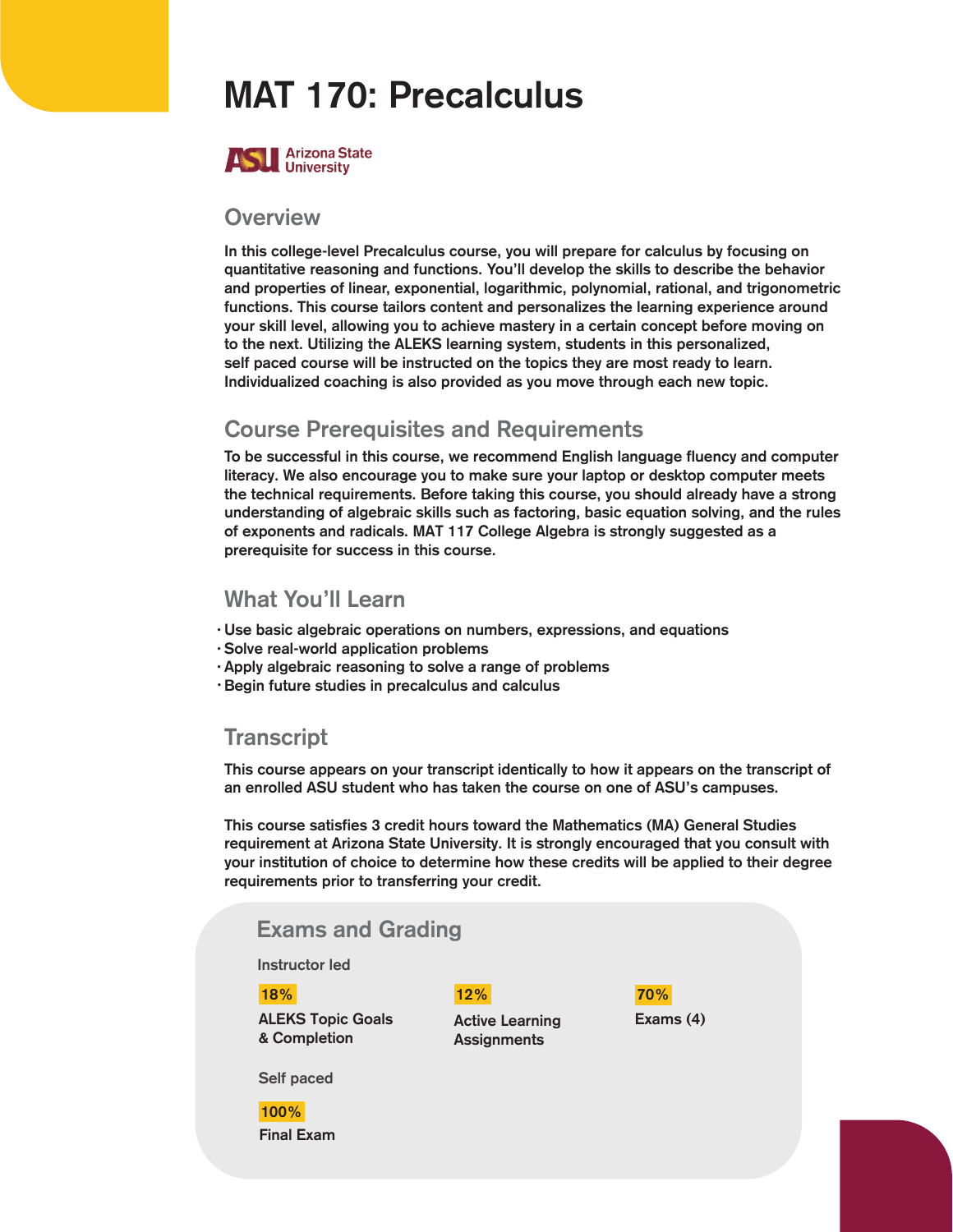# MAT 170: Precalculus

Arizona State University

## Overview

In this college-level Precalculus course, you will prepare for calculus by focusing on quantitative reasoning and functions. You'll develop the skills to describe the behavior and properties of linear, exponential, logarithmic, polynomial, rational, and trigonometric functions. This course tailors content and personalizes the learning experience around your skill level, allowing you to achieve mastery in a certain concept before moving on to the next. Utilizing the ALEKS learning system, students in this personalized, self paced course will be instructed on the topics they are most ready to learn. Individualized coaching is also provided as you move through each new topic.

## Course Prerequisites and Requirements

To be successful in this course, we recommend English language fluency and computer literacy. We also encourage you to make sure your laptop or desktop computer meets the technical requirements. Before taking this course, you should already have a strong understanding of algebraic skills such as factoring, basic equation solving, and the rules of exponents and radicals. MAT 117 College Algebra is strongly suggested as a prerequisite for success in this course.

## What You'll Learn

- Use basic algebraic operations on numbers, expressions, and equations
- Solve real-world application problems
- Apply algebraic reasoning to solve a range of problems
- Begin future studies in precalculus and calculus

## Transcript

This course appears on your transcript identically to how it appears on the transcript of an enrolled ASU student who has taken the course on one of ASU's campuses.

This course satisfies 3 credit hours toward the Mathematics (MA) General Studies requirement at Arizona State University. It is strongly encouraged that you consult with your institution of choice to determine how these credits will be applied to their degree requirements prior to transferring your credit.

## Exams and Grading

Instructor led

| 18% | 12% | 70% |
| --- | --- | --- |
| ALEKS Topic Goals & Completion | Active Learning Assignments | Exams (4) |

Self paced

| 100% |
| --- |
| Final Exam |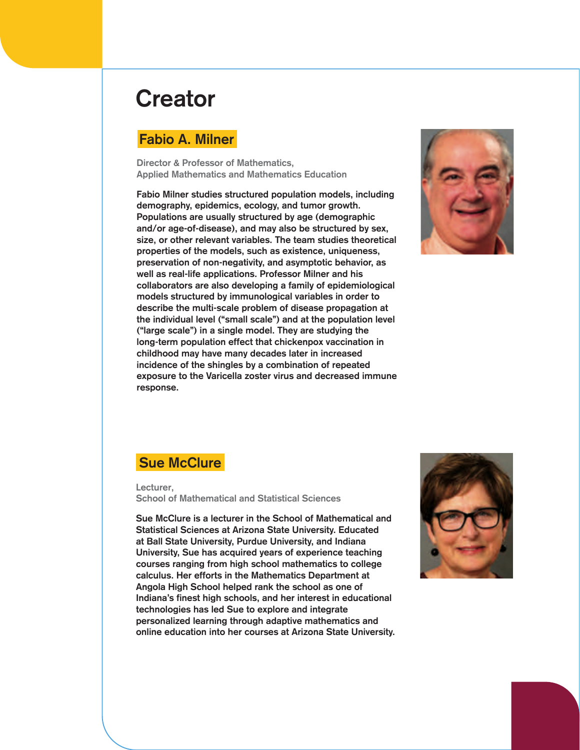# Creator

## Fabio A. Milner

Director & Professor of Mathematics,
Applied Mathematics and Mathematics Education

**Fabio Milner studies structured population models, including demography, epidemics, ecology, and tumor growth. Populations are usually structured by age (demographic and/or age-of-disease), and may also be structured by sex, size, or other relevant variables. The team studies theoretical properties of the models, such as existence, uniqueness, preservation of non-negativity, and asymptotic behavior, as well as real-life applications. Professor Milner and his collaborators are also developing a family of epidemiological models structured by immunological variables in order to describe the multi-scale problem of disease propagation at the individual level ("small scale") and at the population level ("large scale") in a single model. They are studying the long-term population effect that chickenpox vaccination in childhood may have many decades later in increased incidence of the shingles by a combination of repeated exposure to the Varicella zoster virus and decreased immune response.**

## Sue McClure

Lecturer,
School of Mathematical and Statistical Sciences

**Sue McClure is a lecturer in the School of Mathematical and Statistical Sciences at Arizona State University. Educated at Ball State University, Purdue University, and Indiana University, Sue has acquired years of experience teaching courses ranging from high school mathematics to college calculus. Her efforts in the Mathematics Department at Angola High School helped rank the school as one of Indiana's finest high schools, and her interest in educational technologies has led Sue to explore and integrate personalized learning through adaptive mathematics and online education into her courses at Arizona State University.**